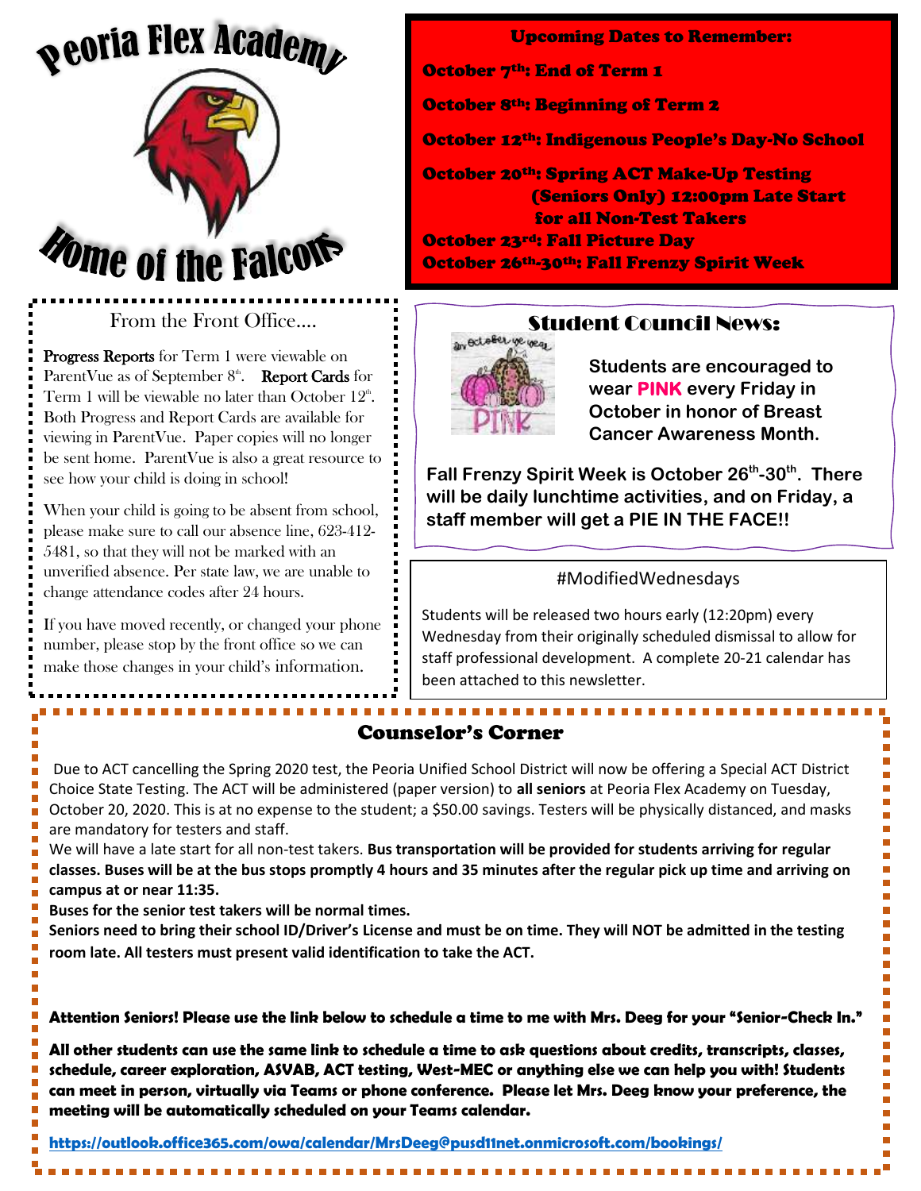# Peoria Flex Academy

## Home of the Falcons

### Upcoming Dates to Remember:

October 7th: End of Term 1

October 8th: Beginning of Term 2

October 12th: Indigenous People's Day-No School

October 20th: Spring ACT Make-Up Testing (Seniors Only) 12:00pm Late Start for all Non-Test Takers

October 23rd: Fall Picture Day

October 26th-30th: Fall Frenzy Spirit Week

### From the Front Office….

**Progress Reports** for Term 1 were viewable on ParentVue as of September 8th. **Report Cards** for Term 1 will be viewable no later than October 12th. Both Progress and Report Cards are available for viewing in ParentVue. Paper copies will no longer be sent home. ParentVue is also a great resource to see how your child is doing in school!

When your child is going to be absent from school, please make sure to call our absence line, 623-412-5481, so that they will not be marked with an unverified absence. Per state law, we are unable to change attendance codes after 24 hours.

If you have moved recently, or changed your phone number, please stop by the front office so we can make those changes in your child's information.

### Student Council News:

**Students are encouraged to wear PINK every Friday in October in honor of Breast Cancer Awareness Month.**

**Fall Frenzy Spirit Week is October 26th-30th. There will be daily lunchtime activities, and on Friday, a staff member will get a PIE IN THE FACE!!**

### #ModifiedWednesdays

Students will be released two hours early (12:20pm) every Wednesday from their originally scheduled dismissal to allow for staff professional development. A complete 20-21 calendar has been attached to this newsletter.

### Counselor's Corner

Due to ACT cancelling the Spring 2020 test, the Peoria Unified School District will now be offering a Special ACT District Choice State Testing. The ACT will be administered (paper version) to **all seniors** at Peoria Flex Academy on Tuesday, October 20, 2020. This is at no expense to the student; a $50.00 savings. Testers will be physically distanced, and masks are mandatory for testers and staff.

We will have a late start for all non-test takers. **Bus transportation will be provided for students arriving for regular classes. Buses will be at the bus stops promptly 4 hours and 35 minutes after the regular pick up time and arriving on campus at or near 11:35.**

**Buses for the senior test takers will be normal times.**

**Seniors need to bring their school ID/Driver's License and must be on time. They will NOT be admitted in the testing room late. All testers must present valid identification to take the ACT.**

**Attention Seniors! Please use the link below to schedule a time to me with Mrs. Deeg for your "Senior-Check In."**

**All other students can use the same link to schedule a time to ask questions about credits, transcripts, classes, schedule, career exploration, ASVAB, ACT testing, West-MEC or anything else we can help you with! Students can meet in person, virtually via Teams or phone conference. Please let Mrs. Deeg know your preference, the meeting will be automatically scheduled on your Teams calendar.**

https://outlook.office365.com/owa/calendar/MrsDeeg@pusd11net.onmicrosoft.com/bookings/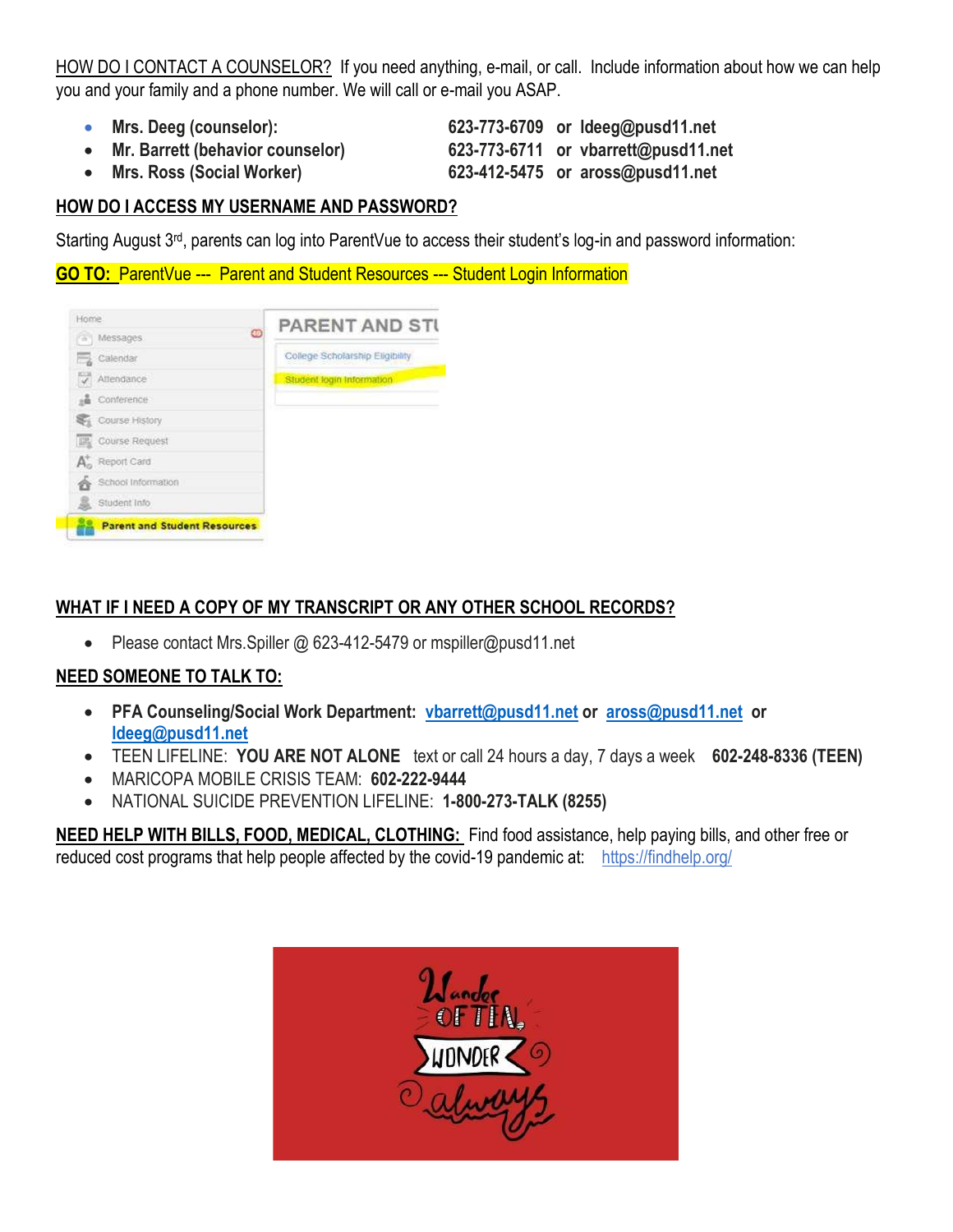HOW DO I CONTACT A COUNSELOR? If you need anything, e-mail, or call. Include information about how we can help you and your family and a phone number. We will call or e-mail you ASAP.

- **Mrs. Deeg (counselor):** **623-773-6709 or ldeeg@pusd11.net**
- **Mr. Barrett (behavior counselor)** **623-773-6711 or vbarrett@pusd11.net**
- **Mrs. Ross (Social Worker)** **623-412-5475 or aross@pusd11.net**

## HOW DO I ACCESS MY USERNAME AND PASSWORD?

Starting August 3rd, parents can log into ParentVue to access their student's log-in and password information:

**GO TO:** ParentVue --- Parent and Student Resources --- Student Login Information

## WHAT IF I NEED A COPY OF MY TRANSCRIPT OR ANY OTHER SCHOOL RECORDS?

- Please contact Mrs.Spiller @ 623-412-5479 or mspiller@pusd11.net

## NEED SOMEONE TO TALK TO:

- **PFA Counseling/Social Work Department: vbarrett@pusd11.net or aross@pusd11.net or ldeeg@pusd11.net**
- TEEN LIFELINE: **YOU ARE NOT ALONE** text or call 24 hours a day, 7 days a week **602-248-8336 (TEEN)**
- MARICOPA MOBILE CRISIS TEAM: **602-222-9444**
- NATIONAL SUICIDE PREVENTION LIFELINE: **1-800-273-TALK (8255)**

**NEED HELP WITH BILLS, FOOD, MEDICAL, CLOTHING:** Find food assistance, help paying bills, and other free or reduced cost programs that help people affected by the covid-19 pandemic at: https://findhelp.org/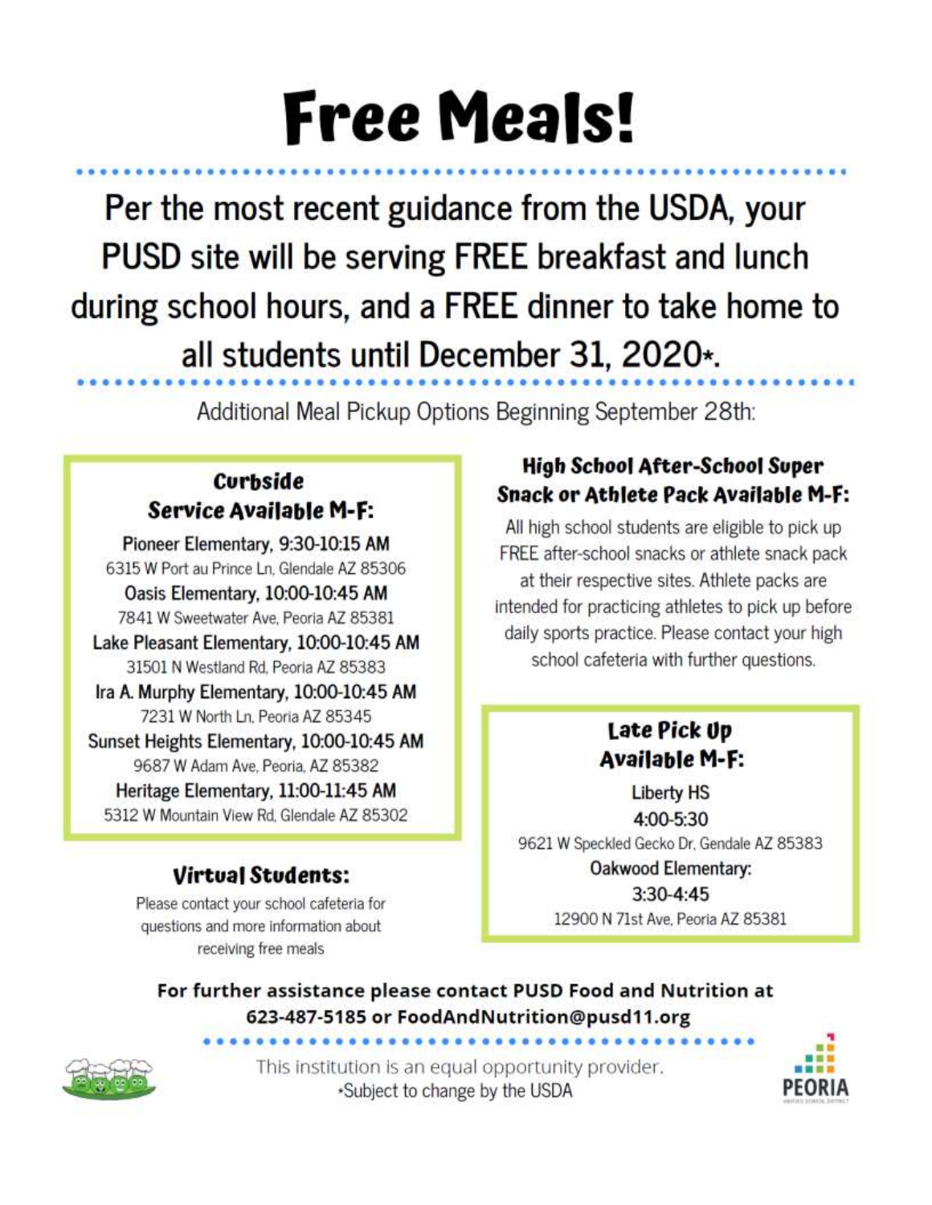# Free Meals!

## Per the most recent guidance from the USDA, your PUSD site will be serving FREE breakfast and lunch during school hours, and a FREE dinner to take home to all students until December 31, 2020*.

Additional Meal Pickup Options Beginning September 28th:

### Curbside Service Available M-F:

Pioneer Elementary, 9:30-10:15 AM
6315 W Port au Prince Ln, Glendale AZ 85306

Oasis Elementary, 10:00-10:45 AM
7841 W Sweetwater Ave, Peoria AZ 85381

Lake Pleasant Elementary, 10:00-10:45 AM
31501 N Westland Rd, Peoria AZ 85383

Ira A. Murphy Elementary, 10:00-10:45 AM
7231 W North Ln, Peoria AZ 85345

Sunset Heights Elementary, 10:00-10:45 AM
9687 W Adam Ave, Peoria, AZ 85382

Heritage Elementary, 11:00-11:45 AM
5312 W Mountain View Rd, Glendale AZ 85302

### Virtual Students:

Please contact your school cafeteria for questions and more information about receiving free meals

### High School After-School Super Snack or Athlete Pack Available M-F:

All high school students are eligible to pick up FREE after-school snacks or athlete snack pack at their respective sites. Athlete packs are intended for practicing athletes to pick up before daily sports practice. Please contact your high school cafeteria with further questions.

### Late Pick Up Available M-F:

Liberty HS
4:00-5:30
9621 W Speckled Gecko Dr, Gendale AZ 85383

Oakwood Elementary:
3:30-4:45
12900 N 71st Ave, Peoria AZ 85381

**For further assistance please contact PUSD Food and Nutrition at 623-487-5185 or FoodAndNutrition@pusd11.org**

This institution is an equal opportunity provider.
*Subject to change by the USDA

PEORIA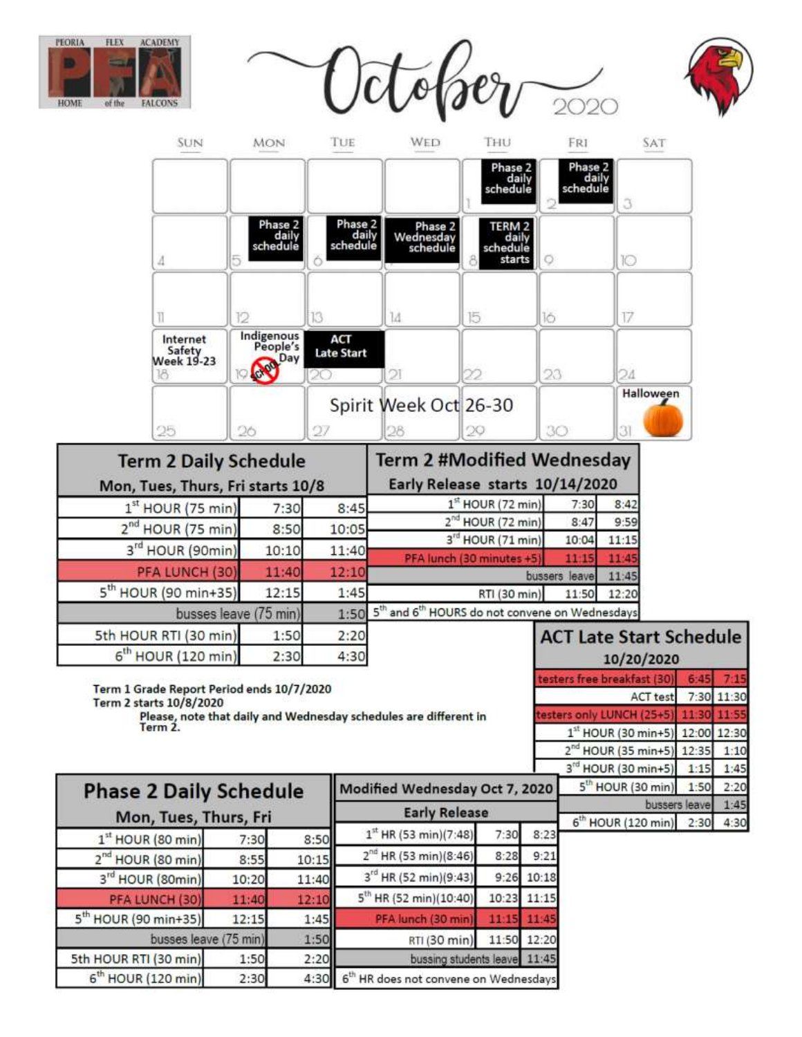PEORIA FLEX ACADEMY

PFA

HOME of the FALCONS

# October 2020

| SUN | MON | TUE | WED | THU | FRI | SAT |
|---|---|---|---|---|---|---|
| | | | | 1 Phase 2 daily schedule | 2 Phase 2 daily schedule | 3 |
| 4 | 5 Phase 2 daily schedule | 6 Phase 2 daily schedule | 7 Phase 2 Wednesday schedule | 8 TERM 2 daily schedule starts | 9 | 10 |
| 11 | 12 | 13 | 14 | 15 | 16 | 17 |
| 18 Internet Safety Week 19-23 | 19 Indigenous People's Day NO SCHOOL | 20 ACT Late Start | 21 | 22 | 23 | 24 |
| 25 | 26 | 27 Spirit Week Oct 26-30 | 28 | 29 | 30 | 31 Halloween |

## Term 2 Daily Schedule

Mon, Tues, Thurs, Fri starts 10/8

| Period | Start | End |
|---|---|---|
| 1st HOUR (75 min) | 7:30 | 8:45 |
| 2nd HOUR (75 min) | 8:50 | 10:05 |
| 3rd HOUR (90min) | 10:10 | 11:40 |
| PFA LUNCH (30) | 11:40 | 12:10 |
| 5th HOUR (90 min+35) | 12:15 | 1:45 |
| busses leave (75 min) | | 1:50 |
| 5th HOUR RTI (30 min) | 1:50 | 2:20 |
| 6th HOUR (120 min) | 2:30 | 4:30 |

## Term 2 #Modified Wednesday

Early Release starts 10/14/2020

| Period | Start | End |
|---|---|---|
| 1st HOUR (72 min) | 7:30 | 8:42 |
| 2nd HOUR (72 min) | 8:47 | 9:59 |
| 3rd HOUR (71 min) | 10:04 | 11:15 |
| PFA lunch (30 minutes +5) | 11:15 | 11:45 |
| bussers leave | | 11:45 |
| RTI (30 min) | 11:50 | 12:20 |
| 5th and 6th HOURS do not convene on Wednesdays | | |

**Term 1 Grade Report Period ends 10/7/2020**
**Term 2 starts 10/8/2020**
**Please, note that daily and Wednesday schedules are different in Term 2.**

## ACT Late Start Schedule

10/20/2020

| Period | Start | End |
|---|---|---|
| testers free breakfast (30) | 6:45 | 7:15 |
| ACT test | 7:30 | 11:30 |
| testers only LUNCH (25+5) | 11:30 | 11:55 |
| 1st HOUR (30 min+5) | 12:00 | 12:30 |
| 2nd HOUR (35 min+5) | 12:35 | 1:10 |
| 3rd HOUR (30 min+5) | 1:15 | 1:45 |
| 5th HOUR (30 min) | 1:50 | 2:20 |
| bussers leave | | 1:45 |
| 6th HOUR (120 min) | 2:30 | 4:30 |

## Phase 2 Daily Schedule

Mon, Tues, Thurs, Fri

| Period | Start | End |
|---|---|---|
| 1st HOUR (80 min) | 7:30 | 8:50 |
| 2nd HOUR (80 min) | 8:55 | 10:15 |
| 3rd HOUR (80min) | 10:20 | 11:40 |
| PFA LUNCH (30) | 11:40 | 12:10 |
| 5th HOUR (90 min+35) | 12:15 | 1:45 |
| busses leave (75 min) | | 1:50 |
| 5th HOUR RTI (30 min) | 1:50 | 2:20 |
| 6th HOUR (120 min) | 2:30 | 4:30 |

## Modified Wednesday Oct 7, 2020

Early Release

| Period | Start | End |
|---|---|---|
| 1st HR (53 min)(7:48) | 7:30 | 8:23 |
| 2nd HR (53 min)(8:46) | 8:28 | 9:21 |
| 3rd HR (52 min)(9:43) | 9:26 | 10:18 |
| 5th HR (52 min)(10:40) | 10:23 | 11:15 |
| PFA lunch (30 min) | 11:15 | 11:45 |
| RTI (30 min) | 11:50 | 12:20 |
| bussing students leave | | 11:45 |
| 6th HR does not convene on Wednesdays | | |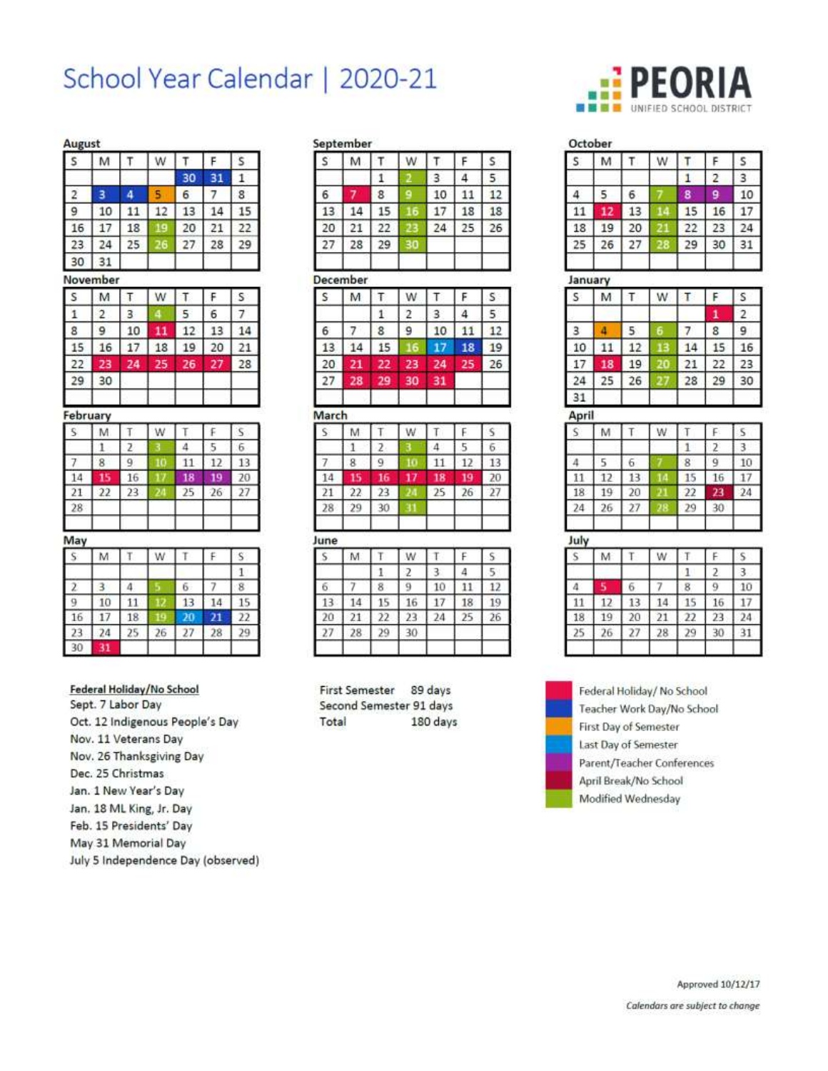# School Year Calendar | 2020-21

PEORIA UNIFIED SCHOOL DISTRICT

**August**

| S | M | T | W | T | F | S |
|---|---|---|---|---|---|---|
| | | | | 30 | 31 | 1 |
| 2 | 3 | 4 | 5 | 6 | 7 | 8 |
| 9 | 10 | 11 | 12 | 13 | 14 | 15 |
| 16 | 17 | 18 | 19 | 20 | 21 | 22 |
| 23 | 24 | 25 | 26 | 27 | 28 | 29 |
| 30 | 31 | | | | | |

**September**

| S | M | T | W | T | F | S |
|---|---|---|---|---|---|---|
| | | 1 | 2 | 3 | 4 | 5 |
| 6 | 7 | 8 | 9 | 10 | 11 | 12 |
| 13 | 14 | 15 | 16 | 17 | 18 | 18 |
| 20 | 21 | 22 | 23 | 24 | 25 | 26 |
| 27 | 28 | 29 | 30 | | | |

**October**

| S | M | T | W | T | F | S |
|---|---|---|---|---|---|---|
| | | | | 1 | 2 | 3 |
| 4 | 5 | 6 | 7 | 8 | 9 | 10 |
| 11 | 12 | 13 | 14 | 15 | 16 | 17 |
| 18 | 19 | 20 | 21 | 22 | 23 | 24 |
| 25 | 26 | 27 | 28 | 29 | 30 | 31 |

**November**

| S | M | T | W | T | F | S |
|---|---|---|---|---|---|---|
| 1 | 2 | 3 | 4 | 5 | 6 | 7 |
| 8 | 9 | 10 | 11 | 12 | 13 | 14 |
| 15 | 16 | 17 | 18 | 19 | 20 | 21 |
| 22 | 23 | 24 | 25 | 26 | 27 | 28 |
| 29 | 30 | | | | | |

**December**

| S | M | T | W | T | F | S |
|---|---|---|---|---|---|---|
| | | 1 | 2 | 3 | 4 | 5 |
| 6 | 7 | 8 | 9 | 10 | 11 | 12 |
| 13 | 14 | 15 | 16 | 17 | 18 | 19 |
| 20 | 21 | 22 | 23 | 24 | 25 | 26 |
| 27 | 28 | 29 | 30 | 31 | | |

**January**

| S | M | T | W | T | F | S |
|---|---|---|---|---|---|---|
| | | | | | 1 | 2 |
| 3 | 4 | 5 | 6 | 7 | 8 | 9 |
| 10 | 11 | 12 | 13 | 14 | 15 | 16 |
| 17 | 18 | 19 | 20 | 21 | 22 | 23 |
| 24 | 25 | 26 | 27 | 28 | 29 | 30 |
| 31 | | | | | | |

**February**

| S | M | T | W | T | F | S |
|---|---|---|---|---|---|---|
| | 1 | 2 | 3 | 4 | 5 | 6 |
| 7 | 8 | 9 | 10 | 11 | 12 | 13 |
| 14 | 15 | 16 | 17 | 18 | 19 | 20 |
| 21 | 22 | 23 | 24 | 25 | 26 | 27 |
| 28 | | | | | | |

**March**

| S | M | T | W | T | F | S |
|---|---|---|---|---|---|---|
| | 1 | 2 | 3 | 4 | 5 | 6 |
| 7 | 8 | 9 | 10 | 11 | 12 | 13 |
| 14 | 15 | 16 | 17 | 18 | 19 | 20 |
| 21 | 22 | 23 | 24 | 25 | 26 | 27 |
| 28 | 29 | 30 | 31 | | | |

**April**

| S | M | T | W | T | F | S |
|---|---|---|---|---|---|---|
| | | | | 1 | 2 | 3 |
| 4 | 5 | 6 | 7 | 8 | 9 | 10 |
| 11 | 12 | 13 | 14 | 15 | 16 | 17 |
| 18 | 19 | 20 | 21 | 22 | 23 | 24 |
| 24 | 26 | 27 | 28 | 29 | 30 | |

**May**

| S | M | T | W | T | F | S |
|---|---|---|---|---|---|---|
| | | | | | | 1 |
| 2 | 3 | 4 | 5 | 6 | 7 | 8 |
| 9 | 10 | 11 | 12 | 13 | 14 | 15 |
| 16 | 17 | 18 | 19 | 20 | 21 | 22 |
| 23 | 24 | 25 | 26 | 27 | 28 | 29 |
| 30 | 31 | | | | | |

**June**

| S | M | T | W | T | F | S |
|---|---|---|---|---|---|---|
| | | 1 | 2 | 3 | 4 | 5 |
| 6 | 7 | 8 | 9 | 10 | 11 | 12 |
| 13 | 14 | 15 | 16 | 17 | 18 | 19 |
| 20 | 21 | 22 | 23 | 24 | 25 | 26 |
| 27 | 28 | 29 | 30 | | | |

**July**

| S | M | T | W | T | F | S |
|---|---|---|---|---|---|---|
| | | | | 1 | 2 | 3 |
| 4 | 5 | 6 | 7 | 8 | 9 | 10 |
| 11 | 12 | 13 | 14 | 15 | 16 | 17 |
| 18 | 19 | 20 | 21 | 22 | 23 | 24 |
| 25 | 26 | 27 | 28 | 29 | 30 | 31 |

**Federal Holiday/No School**

Sept. 7 Labor Day
Oct. 12 Indigenous People's Day
Nov. 11 Veterans Day
Nov. 26 Thanksgiving Day
Dec. 25 Christmas
Jan. 1 New Year's Day
Jan. 18 ML King, Jr. Day
Feb. 15 Presidents' Day
May 31 Memorial Day
July 5 Independence Day (observed)

| | |
|---|---|
| First Semester | 89 days |
| Second Semester | 91 days |
| Total | 180 days |

- Federal Holiday/ No School
- Teacher Work Day/No School
- First Day of Semester
- Last Day of Semester
- Parent/Teacher Conferences
- April Break/No School
- Modified Wednesday

Approved 10/12/17

*Calendars are subject to change*